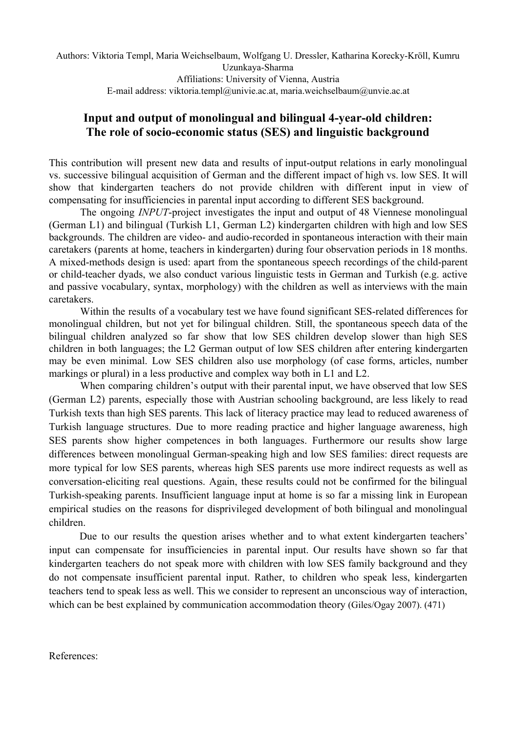Authors: Viktoria Templ, Maria Weichselbaum, Wolfgang U. Dressler, Katharina Korecky-Kröll, Kumru Uzunkaya-Sharma
Affiliations: University of Vienna, Austria
E-mail address: viktoria.templ@univie.ac.at, maria.weichselbaum@unvie.ac.at

# Input and output of monolingual and bilingual 4-year-old children: The role of socio-economic status (SES) and linguistic background

This contribution will present new data and results of input-output relations in early monolingual vs. successive bilingual acquisition of German and the different impact of high vs. low SES. It will show that kindergarten teachers do not provide children with different input in view of compensating for insufficiencies in parental input according to different SES background.

The ongoing *INPUT*-project investigates the input and output of 48 Viennese monolingual (German L1) and bilingual (Turkish L1, German L2) kindergarten children with high and low SES backgrounds. The children are video- and audio-recorded in spontaneous interaction with their main caretakers (parents at home, teachers in kindergarten) during four observation periods in 18 months. A mixed-methods design is used: apart from the spontaneous speech recordings of the child-parent or child-teacher dyads, we also conduct various linguistic tests in German and Turkish (e.g. active and passive vocabulary, syntax, morphology) with the children as well as interviews with the main caretakers.

Within the results of a vocabulary test we have found significant SES-related differences for monolingual children, but not yet for bilingual children. Still, the spontaneous speech data of the bilingual children analyzed so far show that low SES children develop slower than high SES children in both languages; the L2 German output of low SES children after entering kindergarten may be even minimal. Low SES children also use morphology (of case forms, articles, number markings or plural) in a less productive and complex way both in L1 and L2.

When comparing children's output with their parental input, we have observed that low SES (German L2) parents, especially those with Austrian schooling background, are less likely to read Turkish texts than high SES parents. This lack of literacy practice may lead to reduced awareness of Turkish language structures. Due to more reading practice and higher language awareness, high SES parents show higher competences in both languages. Furthermore our results show large differences between monolingual German-speaking high and low SES families: direct requests are more typical for low SES parents, whereas high SES parents use more indirect requests as well as conversation-eliciting real questions. Again, these results could not be confirmed for the bilingual Turkish-speaking parents. Insufficient language input at home is so far a missing link in European empirical studies on the reasons for disprivileged development of both bilingual and monolingual children.

Due to our results the question arises whether and to what extent kindergarten teachers' input can compensate for insufficiencies in parental input. Our results have shown so far that kindergarten teachers do not speak more with children with low SES family background and they do not compensate insufficient parental input. Rather, to children who speak less, kindergarten teachers tend to speak less as well. This we consider to represent an unconscious way of interaction, which can be best explained by communication accommodation theory (Giles/Ogay 2007). (471)

References: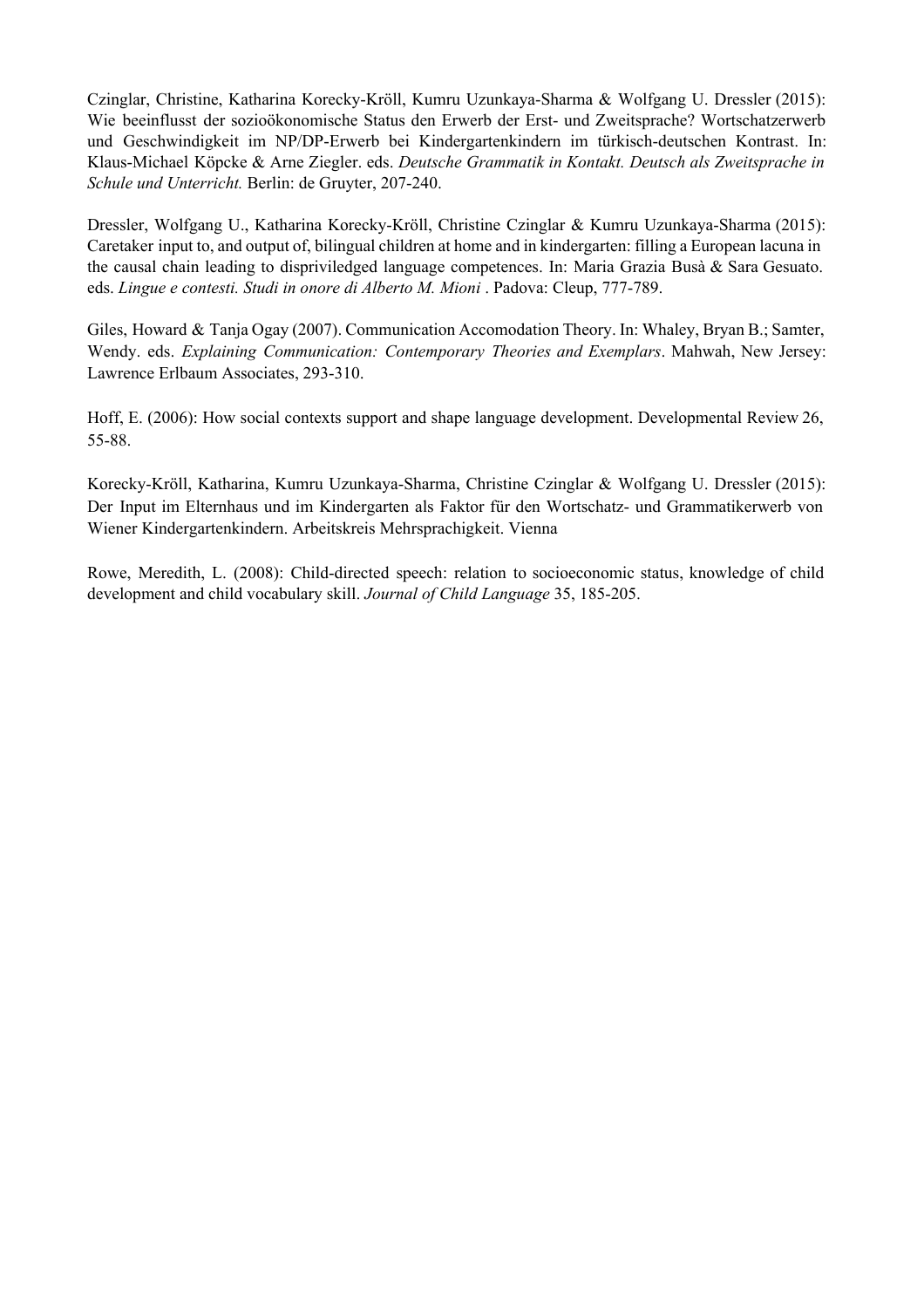Czinglar, Christine, Katharina Korecky-Kröll, Kumru Uzunkaya-Sharma & Wolfgang U. Dressler (2015): Wie beeinflusst der sozioökonomische Status den Erwerb der Erst- und Zweitsprache? Wortschatzerwerb und Geschwindigkeit im NP/DP-Erwerb bei Kindergartenkindern im türkisch-deutschen Kontrast. In: Klaus-Michael Köpcke & Arne Ziegler. eds. *Deutsche Grammatik in Kontakt. Deutsch als Zweitsprache in Schule und Unterricht.* Berlin: de Gruyter, 207-240.

Dressler, Wolfgang U., Katharina Korecky-Kröll, Christine Czinglar & Kumru Uzunkaya-Sharma (2015): Caretaker input to, and output of, bilingual children at home and in kindergarten: filling a European lacuna in the causal chain leading to dispriviledged language competences. In: Maria Grazia Busà & Sara Gesuato. eds. *Lingue e contesti. Studi in onore di Alberto M. Mioni* . Padova: Cleup, 777-789.

Giles, Howard & Tanja Ogay (2007). Communication Accomodation Theory. In: Whaley, Bryan B.; Samter, Wendy. eds. *Explaining Communication: Contemporary Theories and Exemplars*. Mahwah, New Jersey: Lawrence Erlbaum Associates, 293-310.

Hoff, E. (2006): How social contexts support and shape language development. Developmental Review 26, 55-88.

Korecky-Kröll, Katharina, Kumru Uzunkaya-Sharma, Christine Czinglar & Wolfgang U. Dressler (2015): Der Input im Elternhaus und im Kindergarten als Faktor für den Wortschatz- und Grammatikerwerb von Wiener Kindergartenkindern. Arbeitskreis Mehrsprachigkeit. Vienna

Rowe, Meredith, L. (2008): Child-directed speech: relation to socioeconomic status, knowledge of child development and child vocabulary skill. *Journal of Child Language* 35, 185-205.